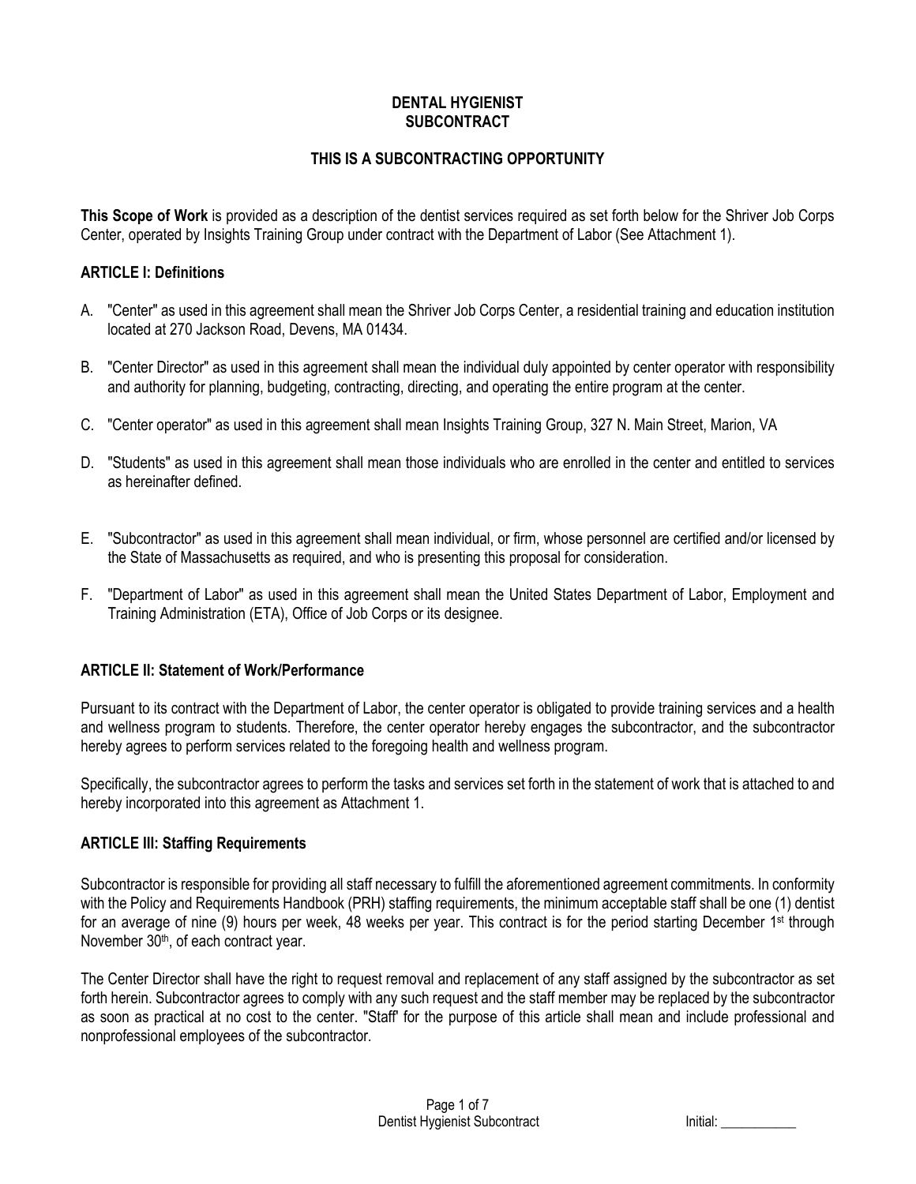# DENTAL HYGIENIST SUBCONTRACT

## THIS IS A SUBCONTRACTING OPPORTUNITY

**This Scope of Work** is provided as a description of the dentist services required as set forth below for the Shriver Job Corps Center, operated by Insights Training Group under contract with the Department of Labor (See Attachment 1).

### ARTICLE I: Definitions

A. "Center" as used in this agreement shall mean the Shriver Job Corps Center, a residential training and education institution located at 270 Jackson Road, Devens, MA 01434.

B. "Center Director" as used in this agreement shall mean the individual duly appointed by center operator with responsibility and authority for planning, budgeting, contracting, directing, and operating the entire program at the center.

C. "Center operator" as used in this agreement shall mean Insights Training Group, 327 N. Main Street, Marion, VA

D. "Students" as used in this agreement shall mean those individuals who are enrolled in the center and entitled to services as hereinafter defined.

E. "Subcontractor" as used in this agreement shall mean individual, or firm, whose personnel are certified and/or licensed by the State of Massachusetts as required, and who is presenting this proposal for consideration.

F. "Department of Labor" as used in this agreement shall mean the United States Department of Labor, Employment and Training Administration (ETA), Office of Job Corps or its designee.

### ARTICLE II: Statement of Work/Performance

Pursuant to its contract with the Department of Labor, the center operator is obligated to provide training services and a health and wellness program to students. Therefore, the center operator hereby engages the subcontractor, and the subcontractor hereby agrees to perform services related to the foregoing health and wellness program.

Specifically, the subcontractor agrees to perform the tasks and services set forth in the statement of work that is attached to and hereby incorporated into this agreement as Attachment 1.

### ARTICLE III: Staffing Requirements

Subcontractor is responsible for providing all staff necessary to fulfill the aforementioned agreement commitments. In conformity with the Policy and Requirements Handbook (PRH) staffing requirements, the minimum acceptable staff shall be one (1) dentist for an average of nine (9) hours per week, 48 weeks per year. This contract is for the period starting December 1st through November 30th, of each contract year.

The Center Director shall have the right to request removal and replacement of any staff assigned by the subcontractor as set forth herein. Subcontractor agrees to comply with any such request and the staff member may be replaced by the subcontractor as soon as practical at no cost to the center. "Staff' for the purpose of this article shall mean and include professional and nonprofessional employees of the subcontractor.

Initial: ___________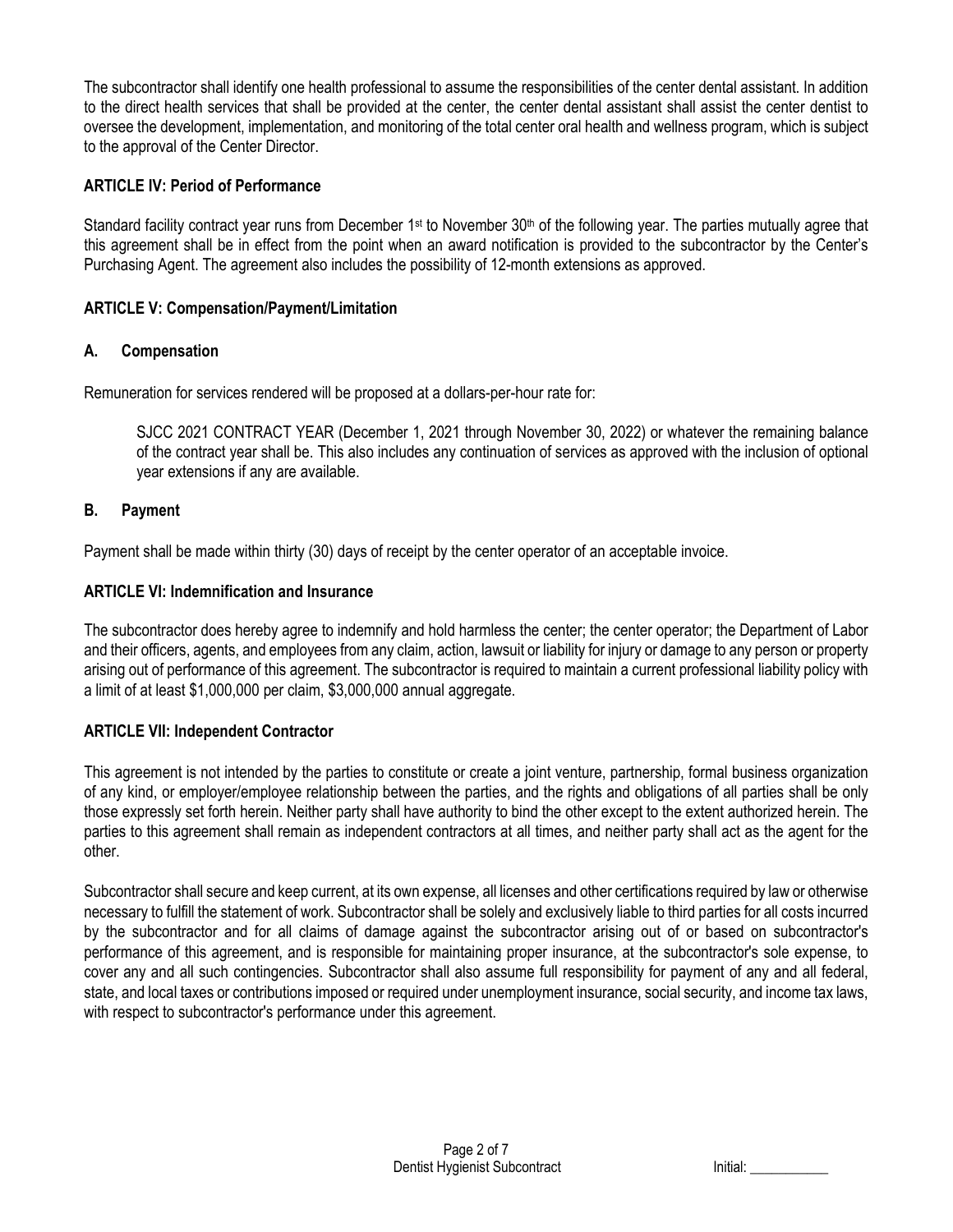The subcontractor shall identify one health professional to assume the responsibilities of the center dental assistant. In addition to the direct health services that shall be provided at the center, the center dental assistant shall assist the center dentist to oversee the development, implementation, and monitoring of the total center oral health and wellness program, which is subject to the approval of the Center Director.

**ARTICLE IV: Period of Performance**

Standard facility contract year runs from December 1st to November 30th of the following year. The parties mutually agree that this agreement shall be in effect from the point when an award notification is provided to the subcontractor by the Center's Purchasing Agent. The agreement also includes the possibility of 12-month extensions as approved.

**ARTICLE V: Compensation/Payment/Limitation**

**A. Compensation**

Remuneration for services rendered will be proposed at a dollars-per-hour rate for:

> SJCC 2021 CONTRACT YEAR (December 1, 2021 through November 30, 2022) or whatever the remaining balance of the contract year shall be. This also includes any continuation of services as approved with the inclusion of optional year extensions if any are available.

**B. Payment**

Payment shall be made within thirty (30) days of receipt by the center operator of an acceptable invoice.

**ARTICLE VI: Indemnification and Insurance**

The subcontractor does hereby agree to indemnify and hold harmless the center; the center operator; the Department of Labor and their officers, agents, and employees from any claim, action, lawsuit or liability for injury or damage to any person or property arising out of performance of this agreement. The subcontractor is required to maintain a current professional liability policy with a limit of at least $1,000,000 per claim, $3,000,000 annual aggregate.

**ARTICLE VII: Independent Contractor**

This agreement is not intended by the parties to constitute or create a joint venture, partnership, formal business organization of any kind, or employer/employee relationship between the parties, and the rights and obligations of all parties shall be only those expressly set forth herein. Neither party shall have authority to bind the other except to the extent authorized herein. The parties to this agreement shall remain as independent contractors at all times, and neither party shall act as the agent for the other.

Subcontractor shall secure and keep current, at its own expense, all licenses and other certifications required by law or otherwise necessary to fulfill the statement of work. Subcontractor shall be solely and exclusively liable to third parties for all costs incurred by the subcontractor and for all claims of damage against the subcontractor arising out of or based on subcontractor's performance of this agreement, and is responsible for maintaining proper insurance, at the subcontractor's sole expense, to cover any and all such contingencies. Subcontractor shall also assume full responsibility for payment of any and all federal, state, and local taxes or contributions imposed or required under unemployment insurance, social security, and income tax laws, with respect to subcontractor's performance under this agreement.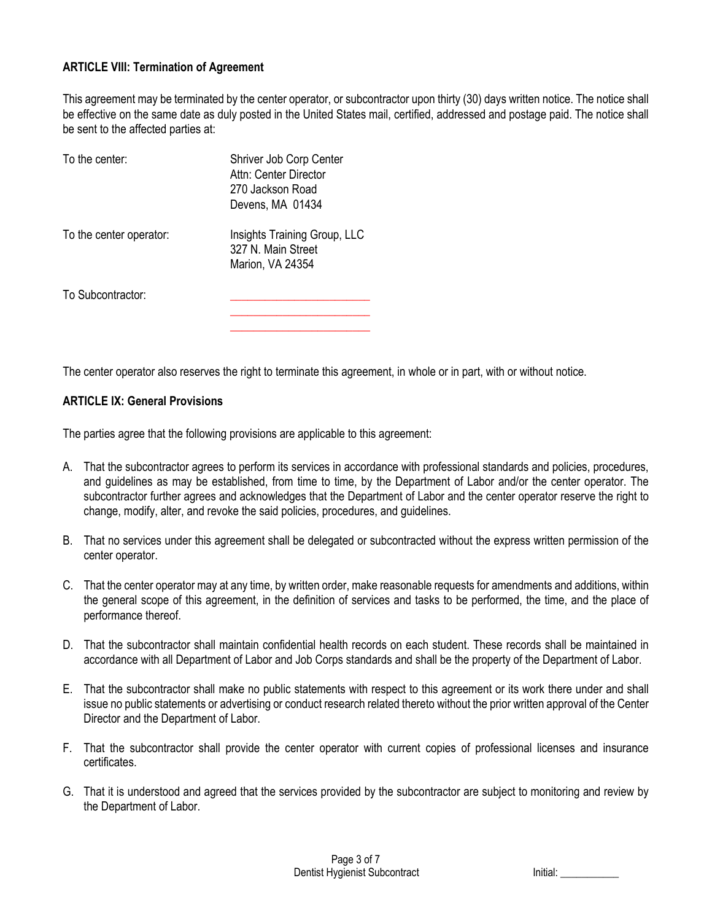**ARTICLE VIII: Termination of Agreement**

This agreement may be terminated by the center operator, or subcontractor upon thirty (30) days written notice. The notice shall be effective on the same date as duly posted in the United States mail, certified, addressed and postage paid. The notice shall be sent to the affected parties at:

To the center:
Shriver Job Corp Center
Attn: Center Director
270 Jackson Road
Devens, MA 01434

To the center operator:
Insights Training Group, LLC
327 N. Main Street
Marion, VA 24354

To Subcontractor:
________________________
________________________
________________________

The center operator also reserves the right to terminate this agreement, in whole or in part, with or without notice.

**ARTICLE IX: General Provisions**

The parties agree that the following provisions are applicable to this agreement:

A. That the subcontractor agrees to perform its services in accordance with professional standards and policies, procedures, and guidelines as may be established, from time to time, by the Department of Labor and/or the center operator. The subcontractor further agrees and acknowledges that the Department of Labor and the center operator reserve the right to change, modify, alter, and revoke the said policies, procedures, and guidelines.

B. That no services under this agreement shall be delegated or subcontracted without the express written permission of the center operator.

C. That the center operator may at any time, by written order, make reasonable requests for amendments and additions, within the general scope of this agreement, in the definition of services and tasks to be performed, the time, and the place of performance thereof.

D. That the subcontractor shall maintain confidential health records on each student. These records shall be maintained in accordance with all Department of Labor and Job Corps standards and shall be the property of the Department of Labor.

E. That the subcontractor shall make no public statements with respect to this agreement or its work there under and shall issue no public statements or advertising or conduct research related thereto without the prior written approval of the Center Director and the Department of Labor.

F. That the subcontractor shall provide the center operator with current copies of professional licenses and insurance certificates.

G. That it is understood and agreed that the services provided by the subcontractor are subject to monitoring and review by the Department of Labor.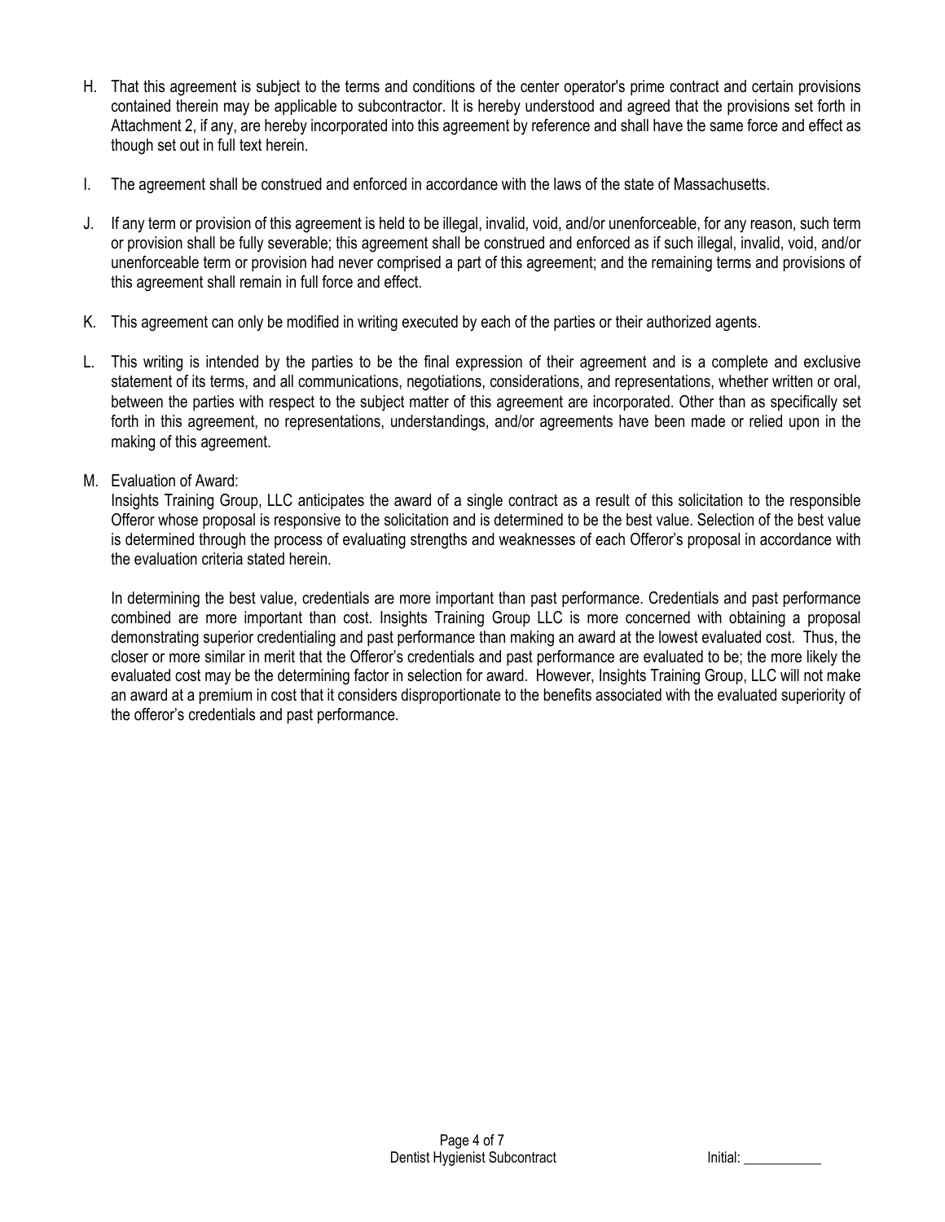H. That this agreement is subject to the terms and conditions of the center operator's prime contract and certain provisions contained therein may be applicable to subcontractor. It is hereby understood and agreed that the provisions set forth in Attachment 2, if any, are hereby incorporated into this agreement by reference and shall have the same force and effect as though set out in full text herein.

I. The agreement shall be construed and enforced in accordance with the laws of the state of Massachusetts.

J. If any term or provision of this agreement is held to be illegal, invalid, void, and/or unenforceable, for any reason, such term or provision shall be fully severable; this agreement shall be construed and enforced as if such illegal, invalid, void, and/or unenforceable term or provision had never comprised a part of this agreement; and the remaining terms and provisions of this agreement shall remain in full force and effect.

K. This agreement can only be modified in writing executed by each of the parties or their authorized agents.

L. This writing is intended by the parties to be the final expression of their agreement and is a complete and exclusive statement of its terms, and all communications, negotiations, considerations, and representations, whether written or oral, between the parties with respect to the subject matter of this agreement are incorporated. Other than as specifically set forth in this agreement, no representations, understandings, and/or agreements have been made or relied upon in the making of this agreement.

M. Evaluation of Award:
Insights Training Group, LLC anticipates the award of a single contract as a result of this solicitation to the responsible Offeror whose proposal is responsive to the solicitation and is determined to be the best value. Selection of the best value is determined through the process of evaluating strengths and weaknesses of each Offeror's proposal in accordance with the evaluation criteria stated herein.

In determining the best value, credentials are more important than past performance. Credentials and past performance combined are more important than cost. Insights Training Group LLC is more concerned with obtaining a proposal demonstrating superior credentialing and past performance than making an award at the lowest evaluated cost. Thus, the closer or more similar in merit that the Offeror's credentials and past performance are evaluated to be; the more likely the evaluated cost may be the determining factor in selection for award. However, Insights Training Group, LLC will not make an award at a premium in cost that it considers disproportionate to the benefits associated with the evaluated superiority of the offeror's credentials and past performance.

Dentist Hygienist Subcontract

Initial: ___________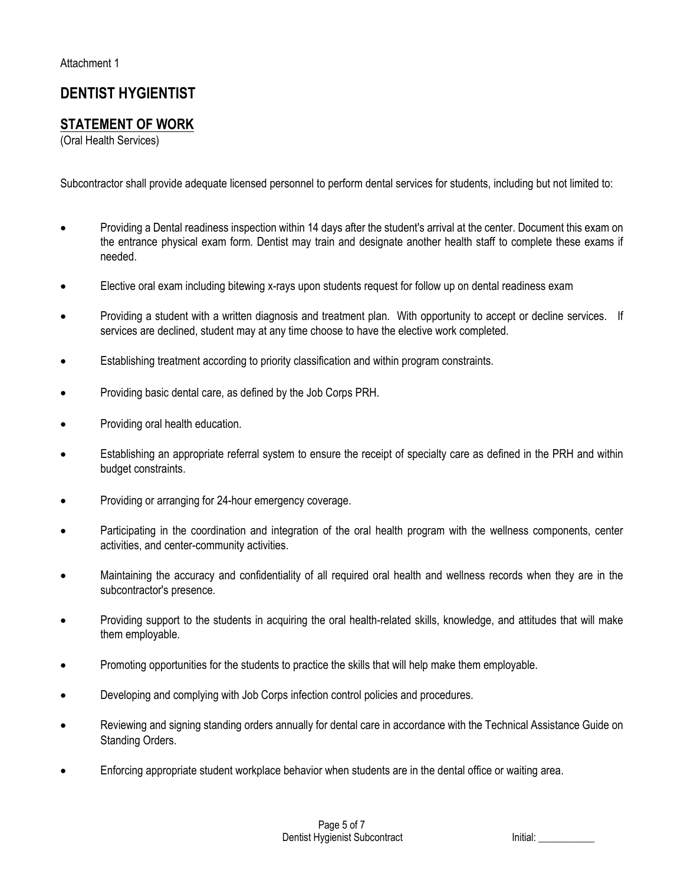Attachment 1

# DENTIST HYGIENTIST

## STATEMENT OF WORK

(Oral Health Services)

Subcontractor shall provide adequate licensed personnel to perform dental services for students, including but not limited to:

- Providing a Dental readiness inspection within 14 days after the student's arrival at the center. Document this exam on the entrance physical exam form. Dentist may train and designate another health staff to complete these exams if needed.
- Elective oral exam including bitewing x-rays upon students request for follow up on dental readiness exam
- Providing a student with a written diagnosis and treatment plan. With opportunity to accept or decline services. If services are declined, student may at any time choose to have the elective work completed.
- Establishing treatment according to priority classification and within program constraints.
- Providing basic dental care, as defined by the Job Corps PRH.
- Providing oral health education.
- Establishing an appropriate referral system to ensure the receipt of specialty care as defined in the PRH and within budget constraints.
- Providing or arranging for 24-hour emergency coverage.
- Participating in the coordination and integration of the oral health program with the wellness components, center activities, and center-community activities.
- Maintaining the accuracy and confidentiality of all required oral health and wellness records when they are in the subcontractor's presence.
- Providing support to the students in acquiring the oral health-related skills, knowledge, and attitudes that will make them employable.
- Promoting opportunities for the students to practice the skills that will help make them employable.
- Developing and complying with Job Corps infection control policies and procedures.
- Reviewing and signing standing orders annually for dental care in accordance with the Technical Assistance Guide on Standing Orders.
- Enforcing appropriate student workplace behavior when students are in the dental office or waiting area.

Dentist Hygienist Subcontract

Initial: ___________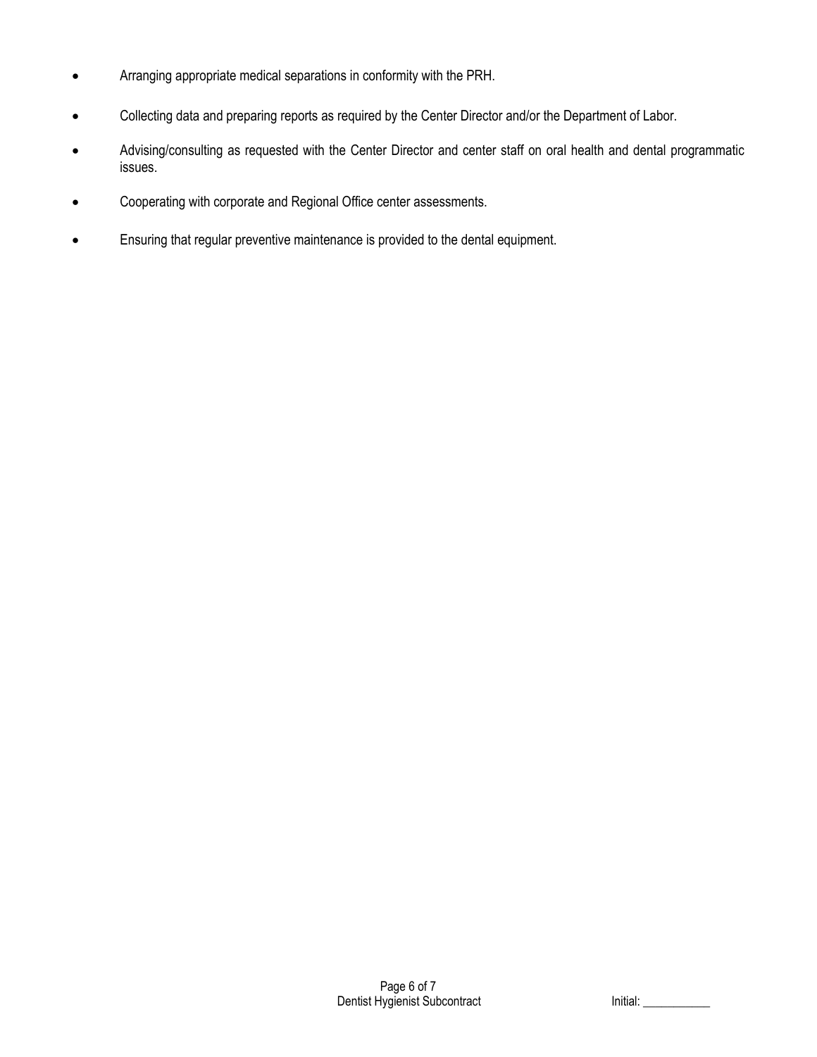- Arranging appropriate medical separations in conformity with the PRH.
- Collecting data and preparing reports as required by the Center Director and/or the Department of Labor.
- Advising/consulting as requested with the Center Director and center staff on oral health and dental programmatic issues.
- Cooperating with corporate and Regional Office center assessments.
- Ensuring that regular preventive maintenance is provided to the dental equipment.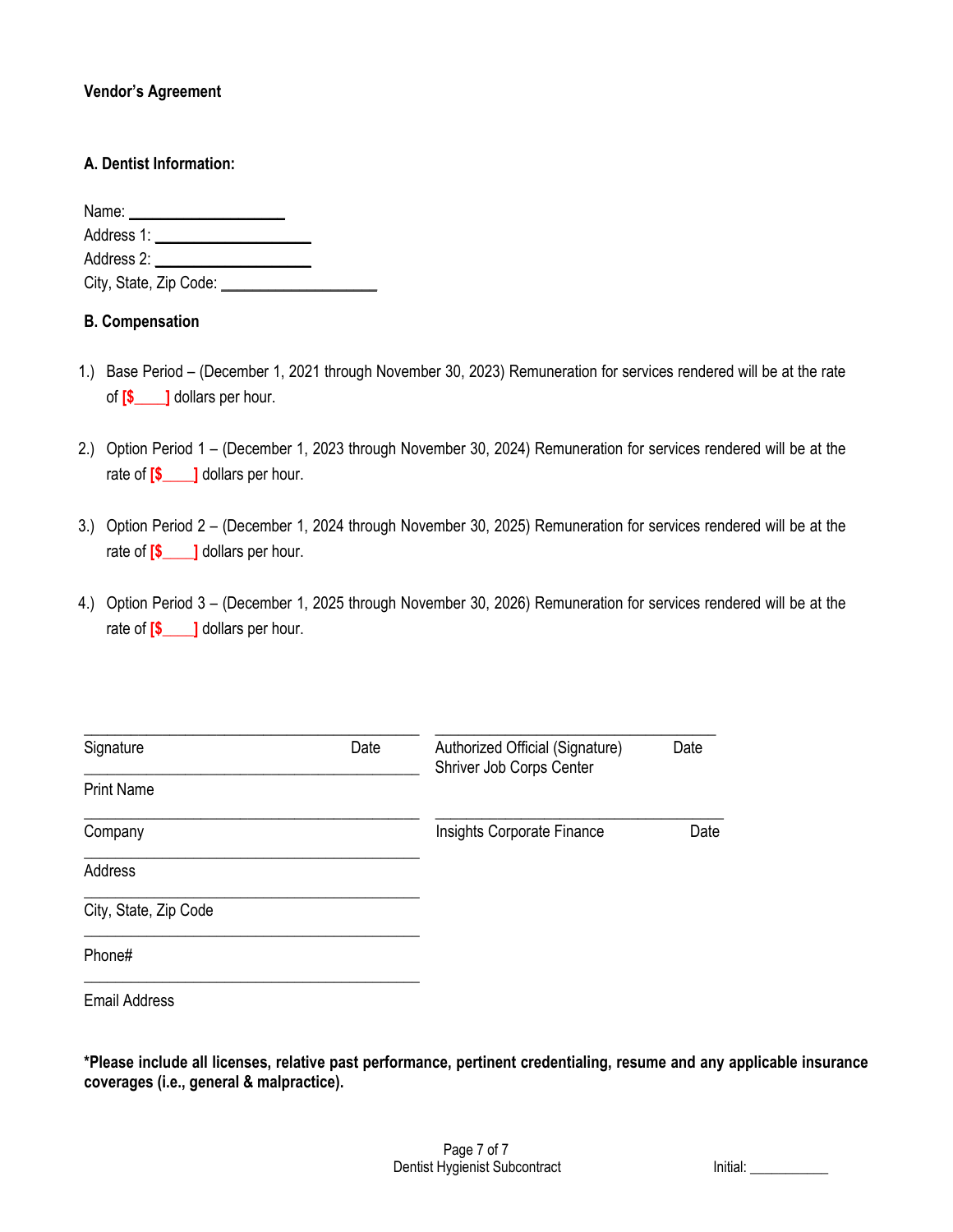**Vendor's Agreement**

**A. Dentist Information:**

Name: ___________________
Address 1: ___________________
Address 2: ___________________
City, State, Zip Code: ___________________

**B. Compensation**

1.) Base Period – (December 1, 2021 through November 30, 2023) Remuneration for services rendered will be at the rate of **[$____]** dollars per hour.

2.) Option Period 1 – (December 1, 2023 through November 30, 2024) Remuneration for services rendered will be at the rate of **[$____]** dollars per hour.

3.) Option Period 2 – (December 1, 2024 through November 30, 2025) Remuneration for services rendered will be at the rate of **[$____]** dollars per hour.

4.) Option Period 3 – (December 1, 2025 through November 30, 2026) Remuneration for services rendered will be at the rate of **[$____]** dollars per hour.

| | |
|---|---|
| ______________________________ | ______________________________ |
| Signature Date | Authorized Official (Signature) Date<br>Shriver Job Corps Center |
| ______________________________ | |
| Print Name | |
| ______________________________ | ______________________________ |
| Company | Insights Corporate Finance Date |
| ______________________________ | |
| Address | |
| ______________________________ | |
| City, State, Zip Code | |
| ______________________________ | |
| Phone# | |
| ______________________________ | |
| Email Address | |

**\*Please include all licenses, relative past performance, pertinent credentialing, resume and any applicable insurance coverages (i.e., general & malpractice).**

Dentist Hygienist Subcontract

Initial: ___________